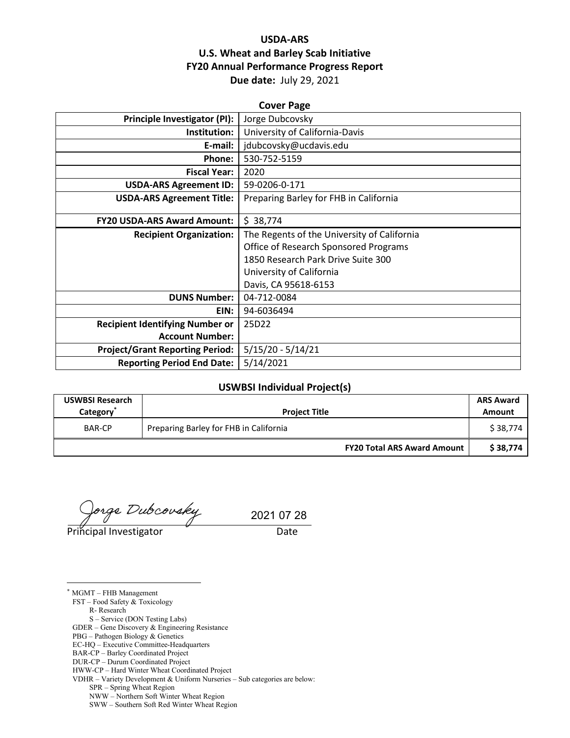# USDA-ARS
# U.S. Wheat and Barley Scab Initiative
# FY20 Annual Performance Progress Report

**Due date:** July 29, 2021

## Cover Page

| | |
|---|---|
| **Principle Investigator (PI):** | Jorge Dubcovsky |
| **Institution:** | University of California-Davis |
| **E-mail:** | jdubcovsky@ucdavis.edu |
| **Phone:** | 530-752-5159 |
| **Fiscal Year:** | 2020 |
| **USDA-ARS Agreement ID:** | 59-0206-0-171 |
| **USDA-ARS Agreement Title:** | Preparing Barley for FHB in California |
| **FY20 USDA-ARS Award Amount:** | $ 38,774 |
| **Recipient Organization:** | The Regents of the University of California<br>Office of Research Sponsored Programs<br>1850 Research Park Drive Suite 300<br>University of California<br>Davis, CA 95618-6153 |
| **DUNS Number:** | 04-712-0084 |
| **EIN:** | 94-6036494 |
| **Recipient Identifying Number or Account Number:** | 25D22 |
| **Project/Grant Reporting Period:** | 5/15/20 - 5/14/21 |
| **Reporting Period End Date:** | 5/14/2021 |

## USWBSI Individual Project(s)

| USWBSI Research Category* | Project Title | ARS Award Amount |
|---|---|---|
| BAR-CP | Preparing Barley for FHB in California | $ 38,774 |
| | **FY20 Total ARS Award Amount** | **$ 38,774** |

Jorge Dubcovsky 2021 07 28

Principal Investigator Date

---

* MGMT – FHB Management
FST – Food Safety & Toxicology
 R- Research
 S – Service (DON Testing Labs)
GDER – Gene Discovery & Engineering Resistance
PBG – Pathogen Biology & Genetics
EC-HQ – Executive Committee-Headquarters
BAR-CP – Barley Coordinated Project
DUR-CP – Durum Coordinated Project
HWW-CP – Hard Winter Wheat Coordinated Project
VDHR – Variety Development & Uniform Nurseries – Sub categories are below:
 SPR – Spring Wheat Region
 NWW – Northern Soft Winter Wheat Region
 SWW – Southern Soft Red Winter Wheat Region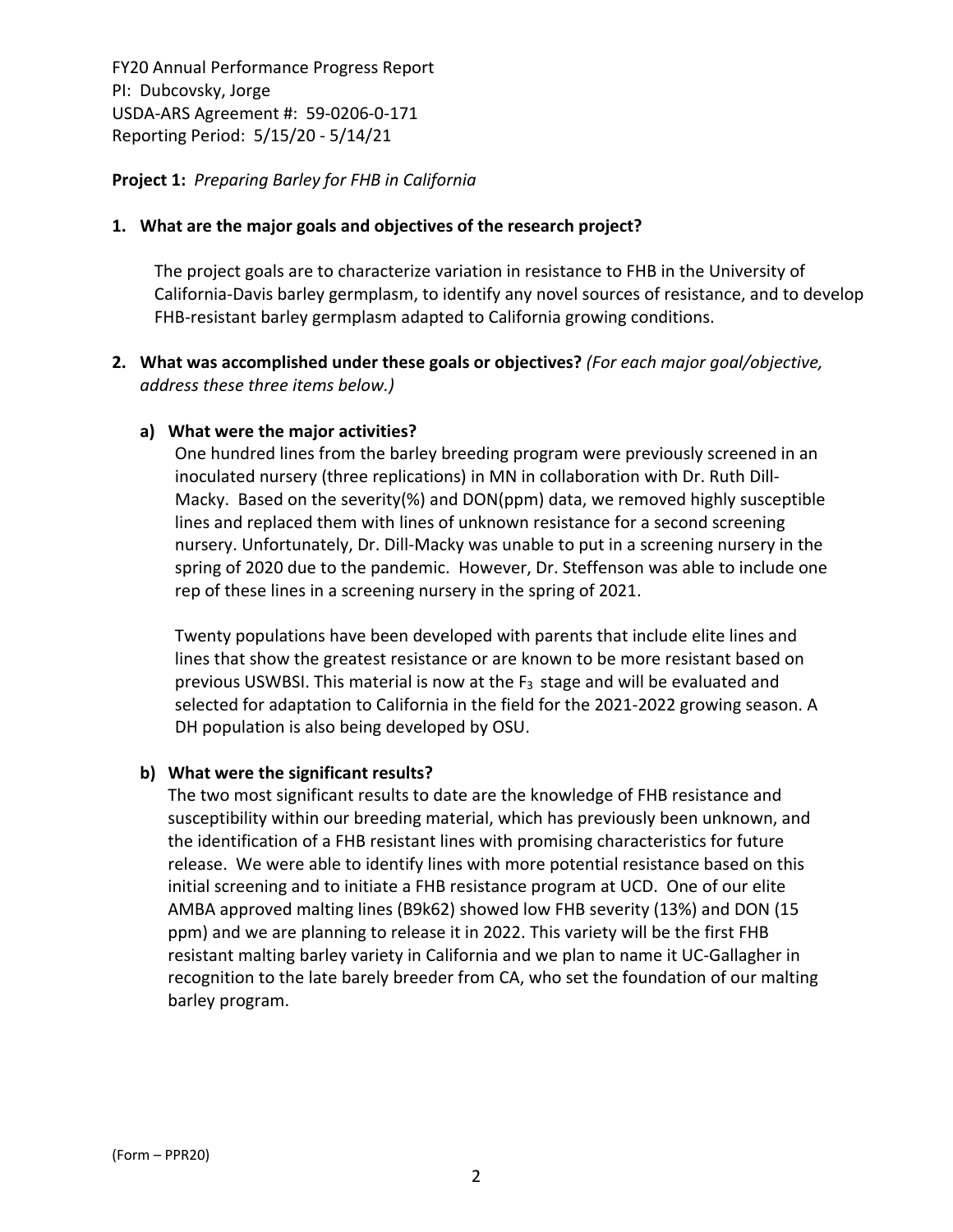FY20 Annual Performance Progress Report
PI: Dubcovsky, Jorge
USDA-ARS Agreement #: 59-0206-0-171
Reporting Period: 5/15/20 - 5/14/21

**Project 1:** *Preparing Barley for FHB in California*

**1. What are the major goals and objectives of the research project?**

The project goals are to characterize variation in resistance to FHB in the University of California-Davis barley germplasm, to identify any novel sources of resistance, and to develop FHB-resistant barley germplasm adapted to California growing conditions.

**2. What was accomplished under these goals or objectives?** *(For each major goal/objective, address these three items below.)*

**a) What were the major activities?**

One hundred lines from the barley breeding program were previously screened in an inoculated nursery (three replications) in MN in collaboration with Dr. Ruth Dill-Macky. Based on the severity(%) and DON(ppm) data, we removed highly susceptible lines and replaced them with lines of unknown resistance for a second screening nursery. Unfortunately, Dr. Dill-Macky was unable to put in a screening nursery in the spring of 2020 due to the pandemic. However, Dr. Steffenson was able to include one rep of these lines in a screening nursery in the spring of 2021.

Twenty populations have been developed with parents that include elite lines and lines that show the greatest resistance or are known to be more resistant based on previous USWBSI. This material is now at the $F_3$ stage and will be evaluated and selected for adaptation to California in the field for the 2021-2022 growing season. A DH population is also being developed by OSU.

**b) What were the significant results?**

The two most significant results to date are the knowledge of FHB resistance and susceptibility within our breeding material, which has previously been unknown, and the identification of a FHB resistant lines with promising characteristics for future release. We were able to identify lines with more potential resistance based on this initial screening and to initiate a FHB resistance program at UCD. One of our elite AMBA approved malting lines (B9k62) showed low FHB severity (13%) and DON (15 ppm) and we are planning to release it in 2022. This variety will be the first FHB resistant malting barley variety in California and we plan to name it UC-Gallagher in recognition to the late barely breeder from CA, who set the foundation of our malting barley program.

(Form – PPR20)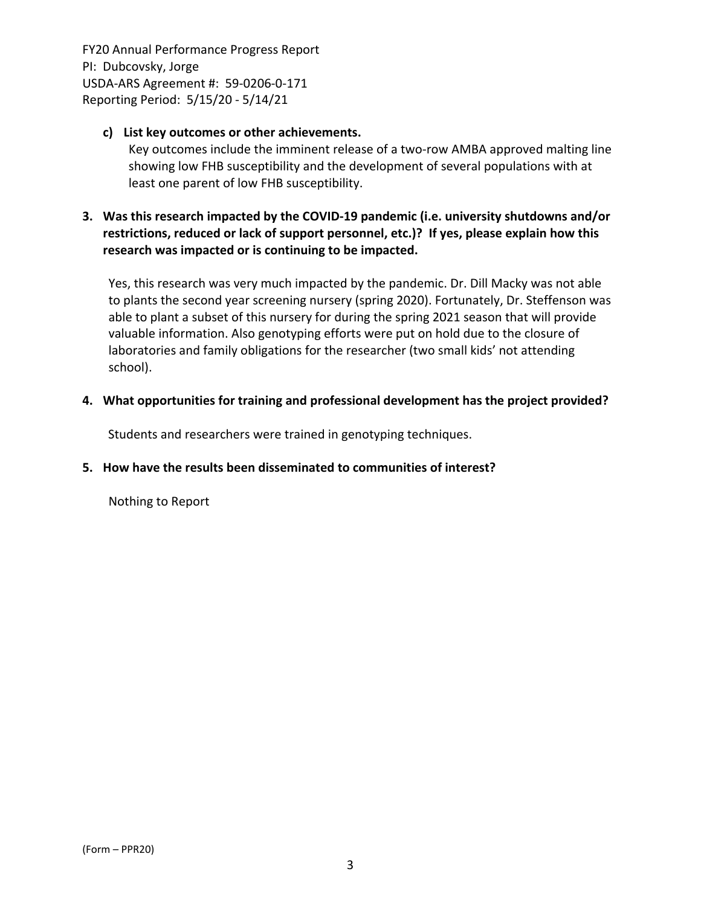**c) List key outcomes or other achievements.**

Key outcomes include the imminent release of a two-row AMBA approved malting line showing low FHB susceptibility and the development of several populations with at least one parent of low FHB susceptibility.

**3. Was this research impacted by the COVID-19 pandemic (i.e. university shutdowns and/or restrictions, reduced or lack of support personnel, etc.)? If yes, please explain how this research was impacted or is continuing to be impacted.**

Yes, this research was very much impacted by the pandemic. Dr. Dill Macky was not able to plants the second year screening nursery (spring 2020). Fortunately, Dr. Steffenson was able to plant a subset of this nursery for during the spring 2021 season that will provide valuable information. Also genotyping efforts were put on hold due to the closure of laboratories and family obligations for the researcher (two small kids' not attending school).

**4. What opportunities for training and professional development has the project provided?**

Students and researchers were trained in genotyping techniques.

**5. How have the results been disseminated to communities of interest?**

Nothing to Report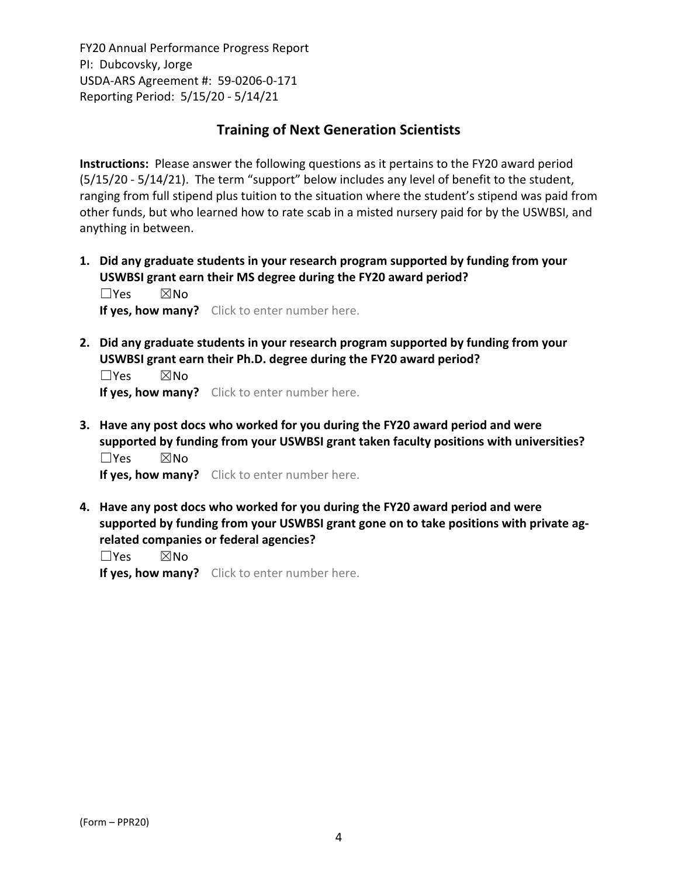## Training of Next Generation Scientists

**Instructions:** Please answer the following questions as it pertains to the FY20 award period (5/15/20 - 5/14/21). The term "support" below includes any level of benefit to the student, ranging from full stipend plus tuition to the situation where the student's stipend was paid from other funds, but who learned how to rate scab in a misted nursery paid for by the USWBSI, and anything in between.

1. **Did any graduate students in your research program supported by funding from your USWBSI grant earn their MS degree during the FY20 award period?**
   ☐Yes ☒No
   **If yes, how many?** Click to enter number here.

2. **Did any graduate students in your research program supported by funding from your USWBSI grant earn their Ph.D. degree during the FY20 award period?**
   ☐Yes ☒No
   **If yes, how many?** Click to enter number here.

3. **Have any post docs who worked for you during the FY20 award period and were supported by funding from your USWBSI grant taken faculty positions with universities?**
   ☐Yes ☒No
   **If yes, how many?** Click to enter number here.

4. **Have any post docs who worked for you during the FY20 award period and were supported by funding from your USWBSI grant gone on to take positions with private ag-related companies or federal agencies?**
   ☐Yes ☒No
   **If yes, how many?** Click to enter number here.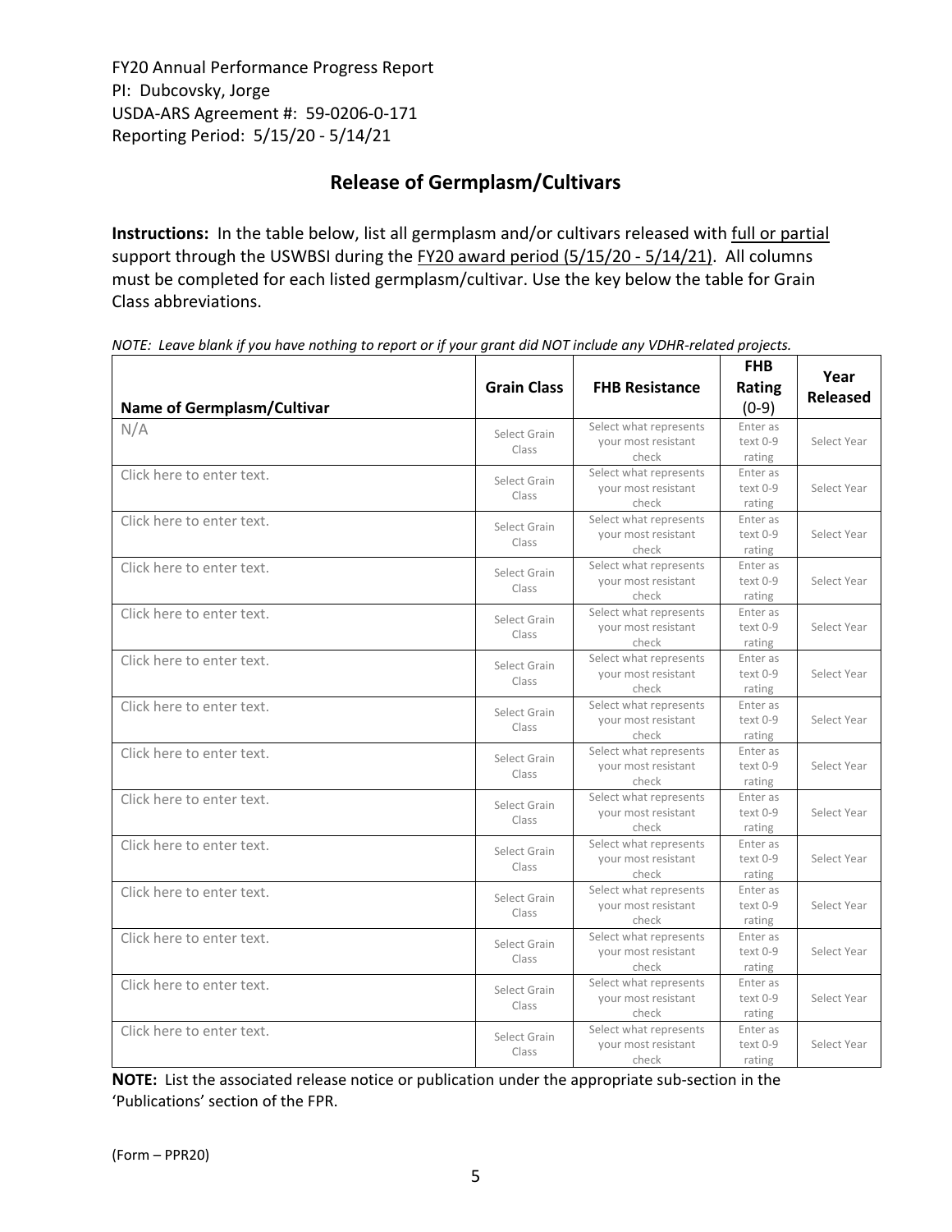FY20 Annual Performance Progress Report
PI: Dubcovsky, Jorge
USDA-ARS Agreement #: 59-0206-0-171
Reporting Period: 5/15/20 - 5/14/21

## Release of Germplasm/Cultivars

**Instructions:** In the table below, list all germplasm and/or cultivars released with full or partial support through the USWBSI during the FY20 award period (5/15/20 - 5/14/21). All columns must be completed for each listed germplasm/cultivar. Use the key below the table for Grain Class abbreviations.

*NOTE: Leave blank if you have nothing to report or if your grant did NOT include any VDHR-related projects.*

| Name of Germplasm/Cultivar | Grain Class | FHB Resistance | FHB Rating (0-9) | Year Released |
|---|---|---|---|---|
| N/A | Select Grain Class | Select what represents your most resistant check | Enter as text 0-9 rating | Select Year |
| Click here to enter text. | Select Grain Class | Select what represents your most resistant check | Enter as text 0-9 rating | Select Year |
| Click here to enter text. | Select Grain Class | Select what represents your most resistant check | Enter as text 0-9 rating | Select Year |
| Click here to enter text. | Select Grain Class | Select what represents your most resistant check | Enter as text 0-9 rating | Select Year |
| Click here to enter text. | Select Grain Class | Select what represents your most resistant check | Enter as text 0-9 rating | Select Year |
| Click here to enter text. | Select Grain Class | Select what represents your most resistant check | Enter as text 0-9 rating | Select Year |
| Click here to enter text. | Select Grain Class | Select what represents your most resistant check | Enter as text 0-9 rating | Select Year |
| Click here to enter text. | Select Grain Class | Select what represents your most resistant check | Enter as text 0-9 rating | Select Year |
| Click here to enter text. | Select Grain Class | Select what represents your most resistant check | Enter as text 0-9 rating | Select Year |
| Click here to enter text. | Select Grain Class | Select what represents your most resistant check | Enter as text 0-9 rating | Select Year |
| Click here to enter text. | Select Grain Class | Select what represents your most resistant check | Enter as text 0-9 rating | Select Year |
| Click here to enter text. | Select Grain Class | Select what represents your most resistant check | Enter as text 0-9 rating | Select Year |
| Click here to enter text. | Select Grain Class | Select what represents your most resistant check | Enter as text 0-9 rating | Select Year |
| Click here to enter text. | Select Grain Class | Select what represents your most resistant check | Enter as text 0-9 rating | Select Year |

**NOTE:** List the associated release notice or publication under the appropriate sub-section in the 'Publications' section of the FPR.

(Form – PPR20)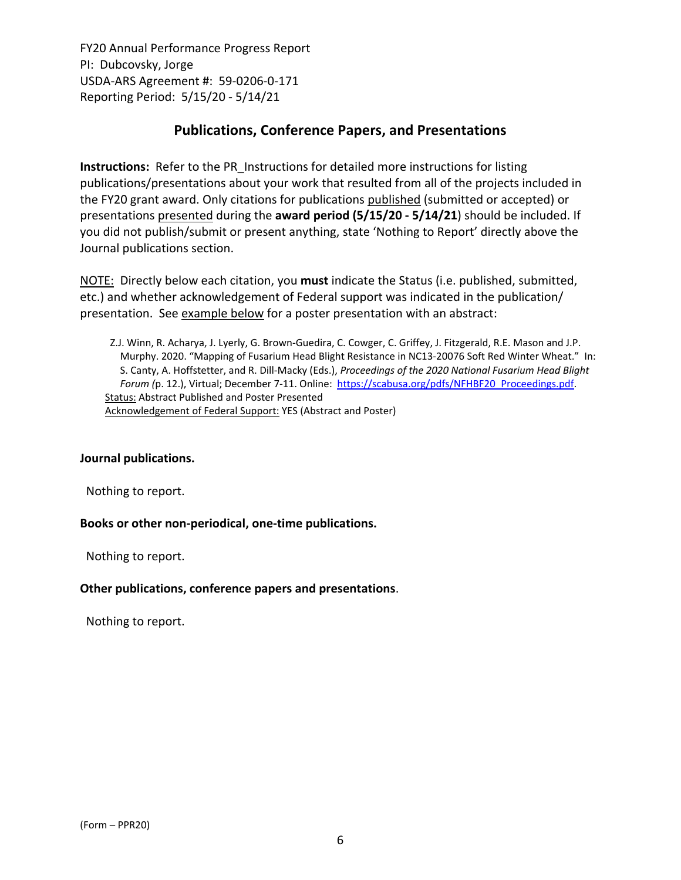FY20 Annual Performance Progress Report
PI: Dubcovsky, Jorge
USDA-ARS Agreement #: 59-0206-0-171
Reporting Period: 5/15/20 - 5/14/21

## Publications, Conference Papers, and Presentations

**Instructions:** Refer to the PR_Instructions for detailed more instructions for listing publications/presentations about your work that resulted from all of the projects included in the FY20 grant award. Only citations for publications published (submitted or accepted) or presentations presented during the **award period (5/15/20 - 5/14/21)** should be included. If you did not publish/submit or present anything, state 'Nothing to Report' directly above the Journal publications section.

NOTE: Directly below each citation, you **must** indicate the Status (i.e. published, submitted, etc.) and whether acknowledgement of Federal support was indicated in the publication/presentation. See example below for a poster presentation with an abstract:

> Z.J. Winn, R. Acharya, J. Lyerly, G. Brown-Guedira, C. Cowger, C. Griffey, J. Fitzgerald, R.E. Mason and J.P. Murphy. 2020. "Mapping of Fusarium Head Blight Resistance in NC13-20076 Soft Red Winter Wheat." In: S. Canty, A. Hoffstetter, and R. Dill-Macky (Eds.), *Proceedings of the 2020 National Fusarium Head Blight Forum (*p. 12.), Virtual; December 7-11. Online: https://scabusa.org/pdfs/NFHBF20_Proceedings.pdf.
> Status: Abstract Published and Poster Presented
> Acknowledgement of Federal Support: YES (Abstract and Poster)

**Journal publications.**

Nothing to report.

**Books or other non-periodical, one-time publications.**

Nothing to report.

**Other publications, conference papers and presentations**.

Nothing to report.

(Form – PPR20)